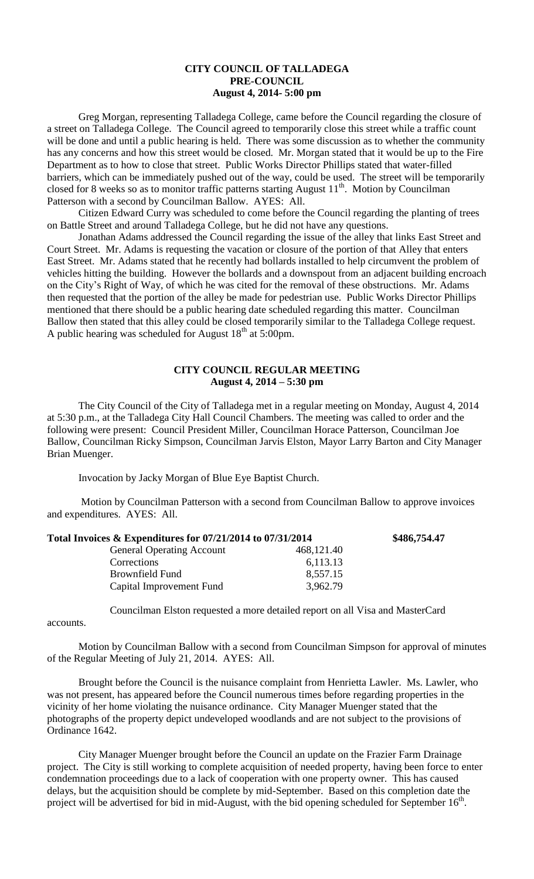# CITY COUNCIL OF TALLADEGA
## PRE-COUNCIL
### August 4, 2014- 5:00 pm

Greg Morgan, representing Talladega College, came before the Council regarding the closure of a street on Talladega College. The Council agreed to temporarily close this street while a traffic count will be done and until a public hearing is held. There was some discussion as to whether the community has any concerns and how this street would be closed. Mr. Morgan stated that it would be up to the Fire Department as to how to close that street. Public Works Director Phillips stated that water-filled barriers, which can be immediately pushed out of the way, could be used. The street will be temporarily closed for 8 weeks so as to monitor traffic patterns starting August 11th. Motion by Councilman Patterson with a second by Councilman Ballow. AYES: All.

Citizen Edward Curry was scheduled to come before the Council regarding the planting of trees on Battle Street and around Talladega College, but he did not have any questions.

Jonathan Adams addressed the Council regarding the issue of the alley that links East Street and Court Street. Mr. Adams is requesting the vacation or closure of the portion of that Alley that enters East Street. Mr. Adams stated that he recently had bollards installed to help circumvent the problem of vehicles hitting the building. However the bollards and a downspout from an adjacent building encroach on the City's Right of Way, of which he was cited for the removal of these obstructions. Mr. Adams then requested that the portion of the alley be made for pedestrian use. Public Works Director Phillips mentioned that there should be a public hearing date scheduled regarding this matter. Councilman Ballow then stated that this alley could be closed temporarily similar to the Talladega College request. A public hearing was scheduled for August 18th at 5:00pm.

# CITY COUNCIL REGULAR MEETING
### August 4, 2014 – 5:30 pm

The City Council of the City of Talladega met in a regular meeting on Monday, August 4, 2014 at 5:30 p.m., at the Talladega City Hall Council Chambers. The meeting was called to order and the following were present: Council President Miller, Councilman Horace Patterson, Councilman Joe Ballow, Councilman Ricky Simpson, Councilman Jarvis Elston, Mayor Larry Barton and City Manager Brian Muenger.

Invocation by Jacky Morgan of Blue Eye Baptist Church.

Motion by Councilman Patterson with a second from Councilman Ballow to approve invoices and expenditures. AYES: All.

| **Total Invoices & Expenditures for 07/21/2014 to 07/31/2014** | | **\$486,754.47** |
|---|---|---|
| General Operating Account | 468,121.40 | |
| Corrections | 6,113.13 | |
| Brownfield Fund | 8,557.15 | |
| Capital Improvement Fund | 3,962.79 | |

Councilman Elston requested a more detailed report on all Visa and MasterCard accounts.

Motion by Councilman Ballow with a second from Councilman Simpson for approval of minutes of the Regular Meeting of July 21, 2014. AYES: All.

Brought before the Council is the nuisance complaint from Henrietta Lawler. Ms. Lawler, who was not present, has appeared before the Council numerous times before regarding properties in the vicinity of her home violating the nuisance ordinance. City Manager Muenger stated that the photographs of the property depict undeveloped woodlands and are not subject to the provisions of Ordinance 1642.

City Manager Muenger brought before the Council an update on the Frazier Farm Drainage project. The City is still working to complete acquisition of needed property, having been force to enter condemnation proceedings due to a lack of cooperation with one property owner. This has caused delays, but the acquisition should be complete by mid-September. Based on this completion date the project will be advertised for bid in mid-August, with the bid opening scheduled for September 16th.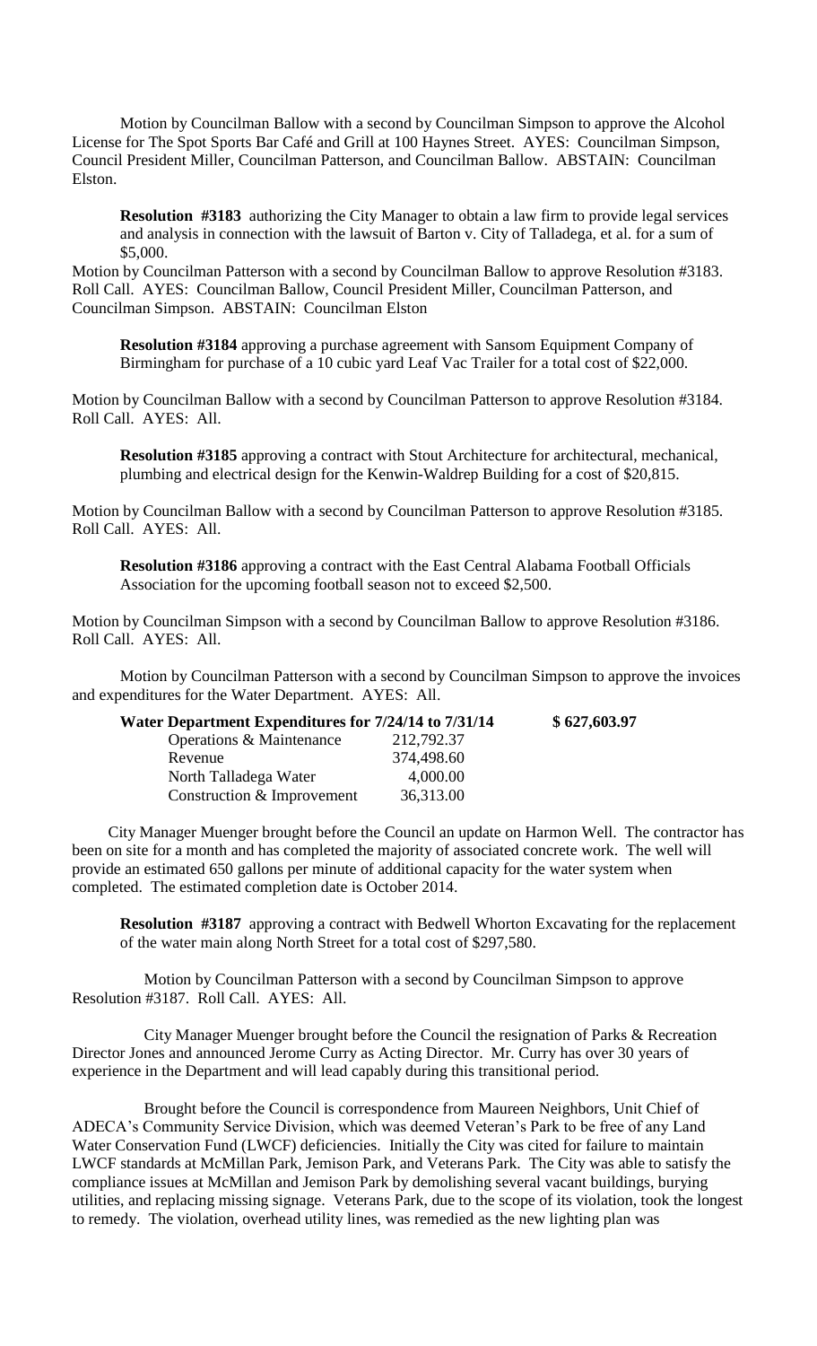Motion by Councilman Ballow with a second by Councilman Simpson to approve the Alcohol License for The Spot Sports Bar Café and Grill at 100 Haynes Street. AYES: Councilman Simpson, Council President Miller, Councilman Patterson, and Councilman Ballow. ABSTAIN: Councilman Elston.

**Resolution #3183** authorizing the City Manager to obtain a law firm to provide legal services and analysis in connection with the lawsuit of Barton v. City of Talladega, et al. for a sum of $5,000.

Motion by Councilman Patterson with a second by Councilman Ballow to approve Resolution #3183. Roll Call. AYES: Councilman Ballow, Council President Miller, Councilman Patterson, and Councilman Simpson. ABSTAIN: Councilman Elston

**Resolution #3184** approving a purchase agreement with Sansom Equipment Company of Birmingham for purchase of a 10 cubic yard Leaf Vac Trailer for a total cost of $22,000.

Motion by Councilman Ballow with a second by Councilman Patterson to approve Resolution #3184. Roll Call. AYES: All.

**Resolution #3185** approving a contract with Stout Architecture for architectural, mechanical, plumbing and electrical design for the Kenwin-Waldrep Building for a cost of $20,815.

Motion by Councilman Ballow with a second by Councilman Patterson to approve Resolution #3185. Roll Call. AYES: All.

**Resolution #3186** approving a contract with the East Central Alabama Football Officials Association for the upcoming football season not to exceed $2,500.

Motion by Councilman Simpson with a second by Councilman Ballow to approve Resolution #3186. Roll Call. AYES: All.

Motion by Councilman Patterson with a second by Councilman Simpson to approve the invoices and expenditures for the Water Department. AYES: All.

| **Water Department Expenditures for 7/24/14 to 7/31/14** | | **$ 627,603.97** |
|---|---|---|
| Operations & Maintenance | 212,792.37 | |
| Revenue | 374,498.60 | |
| North Talladega Water | 4,000.00 | |
| Construction & Improvement | 36,313.00 | |

City Manager Muenger brought before the Council an update on Harmon Well. The contractor has been on site for a month and has completed the majority of associated concrete work. The well will provide an estimated 650 gallons per minute of additional capacity for the water system when completed. The estimated completion date is October 2014.

**Resolution #3187** approving a contract with Bedwell Whorton Excavating for the replacement of the water main along North Street for a total cost of $297,580.

Motion by Councilman Patterson with a second by Councilman Simpson to approve Resolution #3187. Roll Call. AYES: All.

City Manager Muenger brought before the Council the resignation of Parks & Recreation Director Jones and announced Jerome Curry as Acting Director. Mr. Curry has over 30 years of experience in the Department and will lead capably during this transitional period.

Brought before the Council is correspondence from Maureen Neighbors, Unit Chief of ADECA's Community Service Division, which was deemed Veteran's Park to be free of any Land Water Conservation Fund (LWCF) deficiencies. Initially the City was cited for failure to maintain LWCF standards at McMillan Park, Jemison Park, and Veterans Park. The City was able to satisfy the compliance issues at McMillan and Jemison Park by demolishing several vacant buildings, burying utilities, and replacing missing signage. Veterans Park, due to the scope of its violation, took the longest to remedy. The violation, overhead utility lines, was remedied as the new lighting plan was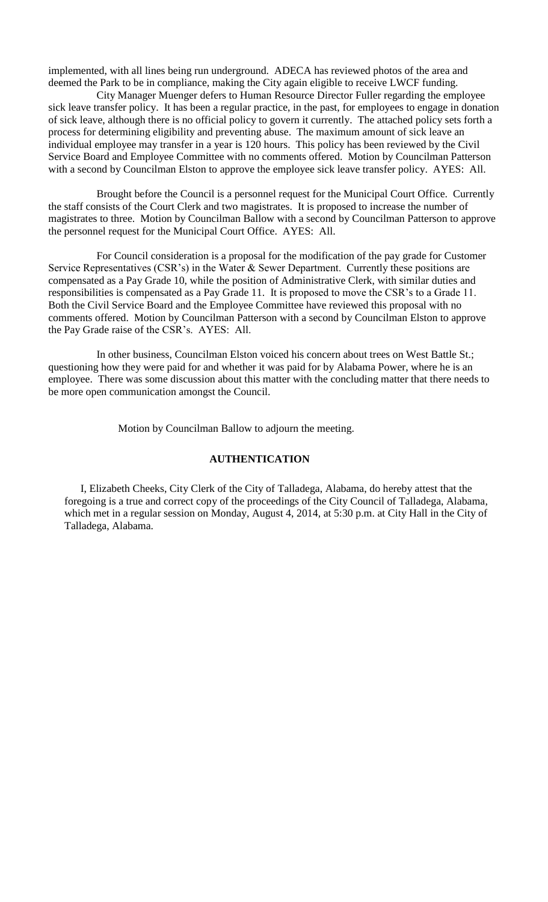implemented, with all lines being run underground. ADECA has reviewed photos of the area and deemed the Park to be in compliance, making the City again eligible to receive LWCF funding.

City Manager Muenger defers to Human Resource Director Fuller regarding the employee sick leave transfer policy. It has been a regular practice, in the past, for employees to engage in donation of sick leave, although there is no official policy to govern it currently. The attached policy sets forth a process for determining eligibility and preventing abuse. The maximum amount of sick leave an individual employee may transfer in a year is 120 hours. This policy has been reviewed by the Civil Service Board and Employee Committee with no comments offered. Motion by Councilman Patterson with a second by Councilman Elston to approve the employee sick leave transfer policy. AYES: All.

Brought before the Council is a personnel request for the Municipal Court Office. Currently the staff consists of the Court Clerk and two magistrates. It is proposed to increase the number of magistrates to three. Motion by Councilman Ballow with a second by Councilman Patterson to approve the personnel request for the Municipal Court Office. AYES: All.

For Council consideration is a proposal for the modification of the pay grade for Customer Service Representatives (CSR's) in the Water & Sewer Department. Currently these positions are compensated as a Pay Grade 10, while the position of Administrative Clerk, with similar duties and responsibilities is compensated as a Pay Grade 11. It is proposed to move the CSR's to a Grade 11. Both the Civil Service Board and the Employee Committee have reviewed this proposal with no comments offered. Motion by Councilman Patterson with a second by Councilman Elston to approve the Pay Grade raise of the CSR's. AYES: All.

In other business, Councilman Elston voiced his concern about trees on West Battle St.; questioning how they were paid for and whether it was paid for by Alabama Power, where he is an employee. There was some discussion about this matter with the concluding matter that there needs to be more open communication amongst the Council.

Motion by Councilman Ballow to adjourn the meeting.

## AUTHENTICATION

I, Elizabeth Cheeks, City Clerk of the City of Talladega, Alabama, do hereby attest that the foregoing is a true and correct copy of the proceedings of the City Council of Talladega, Alabama, which met in a regular session on Monday, August 4, 2014, at 5:30 p.m. at City Hall in the City of Talladega, Alabama.